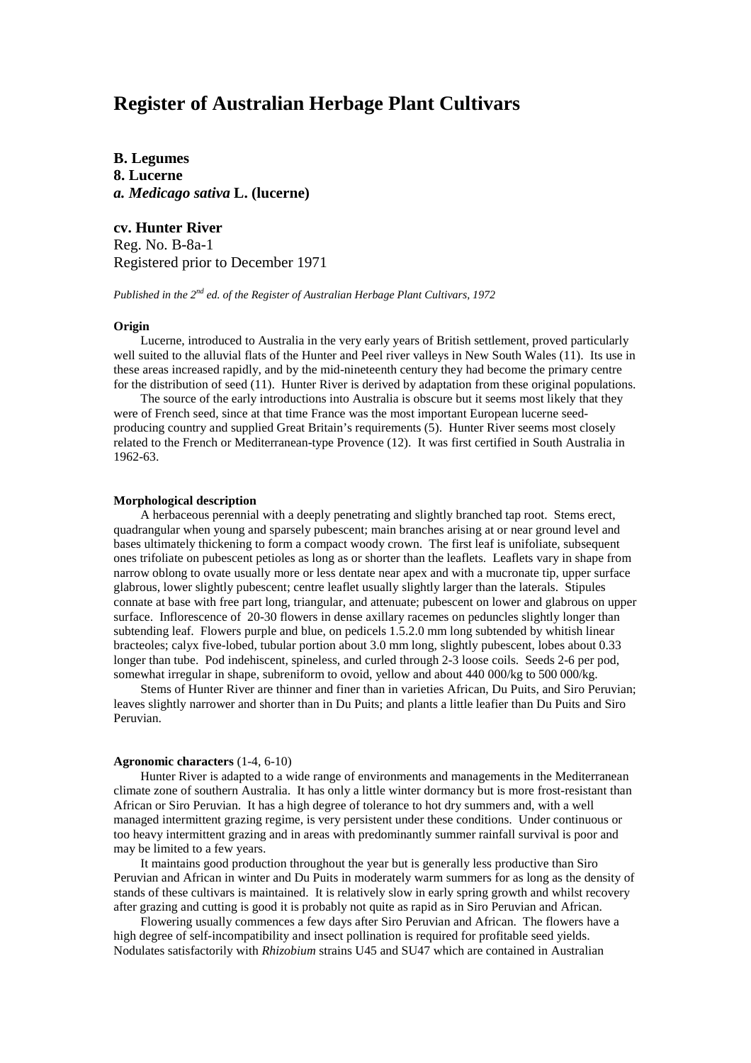# Register of Australian Herbage Plant Cultivars

**B. Legumes**
**8. Lucerne**
***a. Medicago sativa* L. (lucerne)**

**cv. Hunter River**
Reg. No. B-8a-1
Registered prior to December 1971

*Published in the 2nd ed. of the Register of Australian Herbage Plant Cultivars, 1972*

#### Origin

Lucerne, introduced to Australia in the very early years of British settlement, proved particularly well suited to the alluvial flats of the Hunter and Peel river valleys in New South Wales (11). Its use in these areas increased rapidly, and by the mid-nineteenth century they had become the primary centre for the distribution of seed (11). Hunter River is derived by adaptation from these original populations.

The source of the early introductions into Australia is obscure but it seems most likely that they were of French seed, since at that time France was the most important European lucerne seed-producing country and supplied Great Britain's requirements (5). Hunter River seems most closely related to the French or Mediterranean-type Provence (12). It was first certified in South Australia in 1962-63.

#### Morphological description

A herbaceous perennial with a deeply penetrating and slightly branched tap root. Stems erect, quadrangular when young and sparsely pubescent; main branches arising at or near ground level and bases ultimately thickening to form a compact woody crown. The first leaf is unifoliate, subsequent ones trifoliate on pubescent petioles as long as or shorter than the leaflets. Leaflets vary in shape from narrow oblong to ovate usually more or less dentate near apex and with a mucronate tip, upper surface glabrous, lower slightly pubescent; centre leaflet usually slightly larger than the laterals. Stipules connate at base with free part long, triangular, and attenuate; pubescent on lower and glabrous on upper surface. Inflorescence of 20-30 flowers in dense axillary racemes on peduncles slightly longer than subtending leaf. Flowers purple and blue, on pedicels 1.5.2.0 mm long subtended by whitish linear bracteoles; calyx five-lobed, tubular portion about 3.0 mm long, slightly pubescent, lobes about 0.33 longer than tube. Pod indehiscent, spineless, and curled through 2-3 loose coils. Seeds 2-6 per pod, somewhat irregular in shape, subreniform to ovoid, yellow and about 440 000/kg to 500 000/kg.

Stems of Hunter River are thinner and finer than in varieties African, Du Puits, and Siro Peruvian; leaves slightly narrower and shorter than in Du Puits; and plants a little leafier than Du Puits and Siro Peruvian.

#### Agronomic characters (1-4, 6-10)

Hunter River is adapted to a wide range of environments and managements in the Mediterranean climate zone of southern Australia. It has only a little winter dormancy but is more frost-resistant than African or Siro Peruvian. It has a high degree of tolerance to hot dry summers and, with a well managed intermittent grazing regime, is very persistent under these conditions. Under continuous or too heavy intermittent grazing and in areas with predominantly summer rainfall survival is poor and may be limited to a few years.

It maintains good production throughout the year but is generally less productive than Siro Peruvian and African in winter and Du Puits in moderately warm summers for as long as the density of stands of these cultivars is maintained. It is relatively slow in early spring growth and whilst recovery after grazing and cutting is good it is probably not quite as rapid as in Siro Peruvian and African.

Flowering usually commences a few days after Siro Peruvian and African. The flowers have a high degree of self-incompatibility and insect pollination is required for profitable seed yields. Nodulates satisfactorily with *Rhizobium* strains U45 and SU47 which are contained in Australian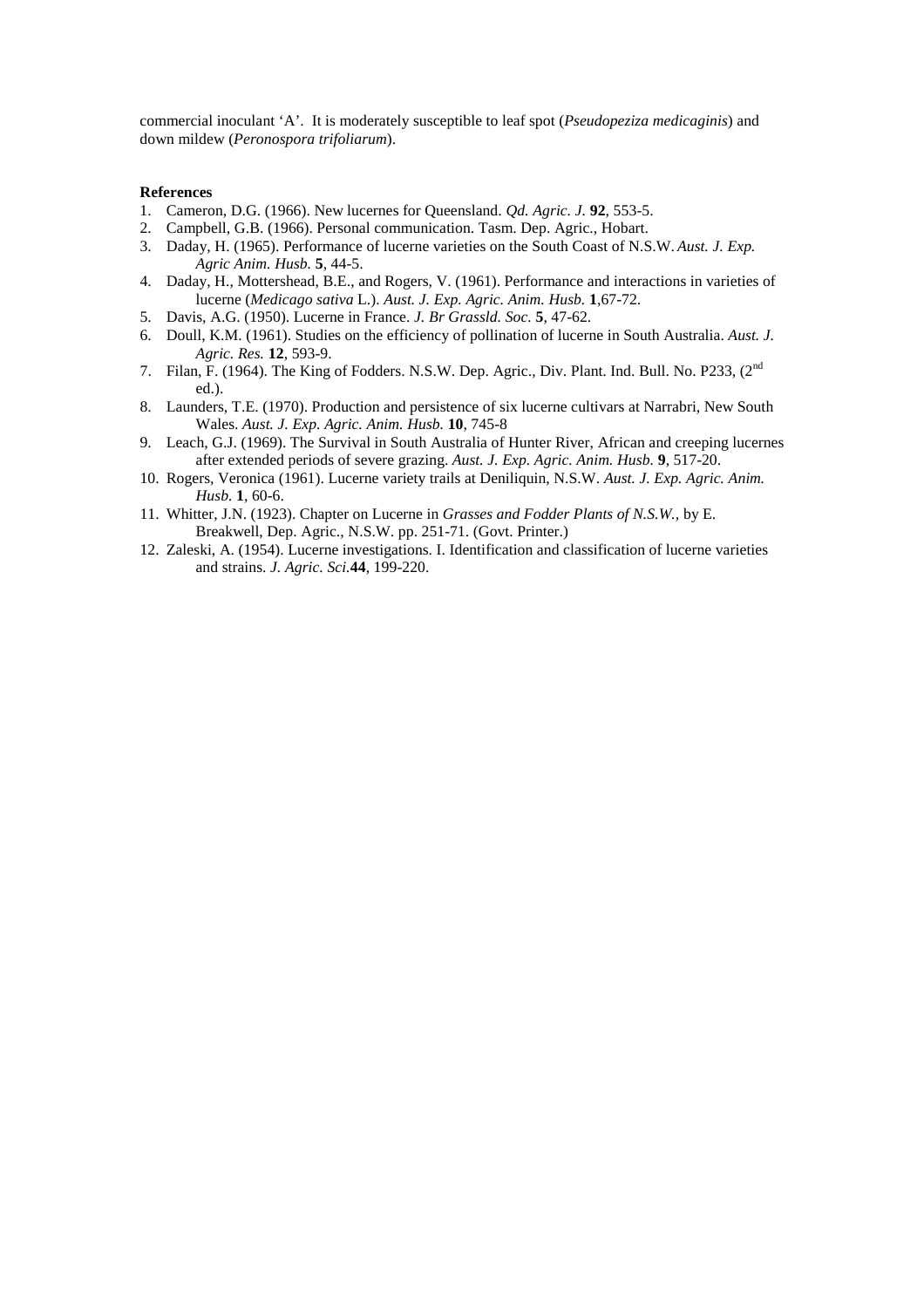commercial inoculant 'A'. It is moderately susceptible to leaf spot (*Pseudopeziza medicaginis*) and down mildew (*Peronospora trifoliarum*).

**References**

1. Cameron, D.G. (1966). New lucernes for Queensland. *Qd. Agric. J.* **92**, 553-5.
2. Campbell, G.B. (1966). Personal communication. Tasm. Dep. Agric., Hobart.
3. Daday, H. (1965). Performance of lucerne varieties on the South Coast of N.S.W. *Aust. J. Exp. Agric Anim. Husb.* **5**, 44-5.
4. Daday, H., Mottershead, B.E., and Rogers, V. (1961). Performance and interactions in varieties of lucerne (*Medicago sativa* L.). *Aust. J. Exp. Agric. Anim. Husb.* **1**,67-72.
5. Davis, A.G. (1950). Lucerne in France. *J. Br Grassld. Soc.* **5**, 47-62.
6. Doull, K.M. (1961). Studies on the efficiency of pollination of lucerne in South Australia. *Aust. J. Agric. Res.* **12**, 593-9.
7. Filan, F. (1964). The King of Fodders. N.S.W. Dep. Agric., Div. Plant. Ind. Bull. No. P233, (2nd ed.).
8. Launders, T.E. (1970). Production and persistence of six lucerne cultivars at Narrabri, New South Wales. *Aust. J. Exp. Agric. Anim. Husb.* **10**, 745-8
9. Leach, G.J. (1969). The Survival in South Australia of Hunter River, African and creeping lucernes after extended periods of severe grazing. *Aust. J. Exp. Agric. Anim. Husb.* **9**, 517-20.
10. Rogers, Veronica (1961). Lucerne variety trails at Deniliquin, N.S.W. *Aust. J. Exp. Agric. Anim. Husb.* **1**, 60-6.
11. Whitter, J.N. (1923). Chapter on Lucerne in *Grasses and Fodder Plants of N.S.W.,* by E. Breakwell, Dep. Agric., N.S.W. pp. 251-71. (Govt. Printer.)
12. Zaleski, A. (1954). Lucerne investigations. I. Identification and classification of lucerne varieties and strains. *J. Agric. Sci.***44**, 199-220.